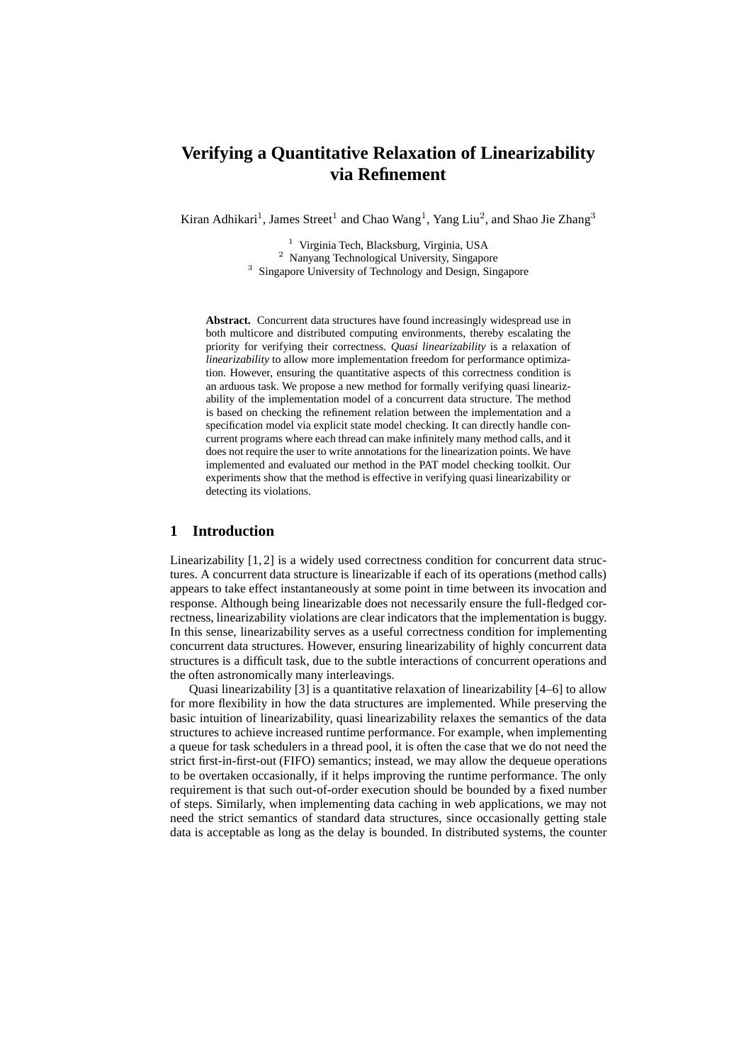# Verifying a Quantitative Relaxation of Linearizability via Refinement

Kiran Adhikari[1], James Street[1] and Chao Wang[1], Yang Liu[2], and Shao Jie Zhang[3]

[1] Virginia Tech, Blacksburg, Virginia, USA
[2] Nanyang Technological University, Singapore
[3] Singapore University of Technology and Design, Singapore

**Abstract.** Concurrent data structures have found increasingly widespread use in both multicore and distributed computing environments, thereby escalating the priority for verifying their correctness. *Quasi linearizability* is a relaxation of *linearizability* to allow more implementation freedom for performance optimization. However, ensuring the quantitative aspects of this correctness condition is an arduous task. We propose a new method for formally verifying quasi linearizability of the implementation model of a concurrent data structure. The method is based on checking the refinement relation between the implementation and a specification model via explicit state model checking. It can directly handle concurrent programs where each thread can make infinitely many method calls, and it does not require the user to write annotations for the linearization points. We have implemented and evaluated our method in the PAT model checking toolkit. Our experiments show that the method is effective in verifying quasi linearizability or detecting its violations.

## 1 Introduction

Linearizability [1, 2] is a widely used correctness condition for concurrent data structures. A concurrent data structure is linearizable if each of its operations (method calls) appears to take effect instantaneously at some point in time between its invocation and response. Although being linearizable does not necessarily ensure the full-fledged correctness, linearizability violations are clear indicators that the implementation is buggy. In this sense, linearizability serves as a useful correctness condition for implementing concurrent data structures. However, ensuring linearizability of highly concurrent data structures is a difficult task, due to the subtle interactions of concurrent operations and the often astronomically many interleavings.

Quasi linearizability [3] is a quantitative relaxation of linearizability [4–6] to allow for more flexibility in how the data structures are implemented. While preserving the basic intuition of linearizability, quasi linearizability relaxes the semantics of the data structures to achieve increased runtime performance. For example, when implementing a queue for task schedulers in a thread pool, it is often the case that we do not need the strict first-in-first-out (FIFO) semantics; instead, we may allow the dequeue operations to be overtaken occasionally, if it helps improving the runtime performance. The only requirement is that such out-of-order execution should be bounded by a fixed number of steps. Similarly, when implementing data caching in web applications, we may not need the strict semantics of standard data structures, since occasionally getting stale data is acceptable as long as the delay is bounded. In distributed systems, the counter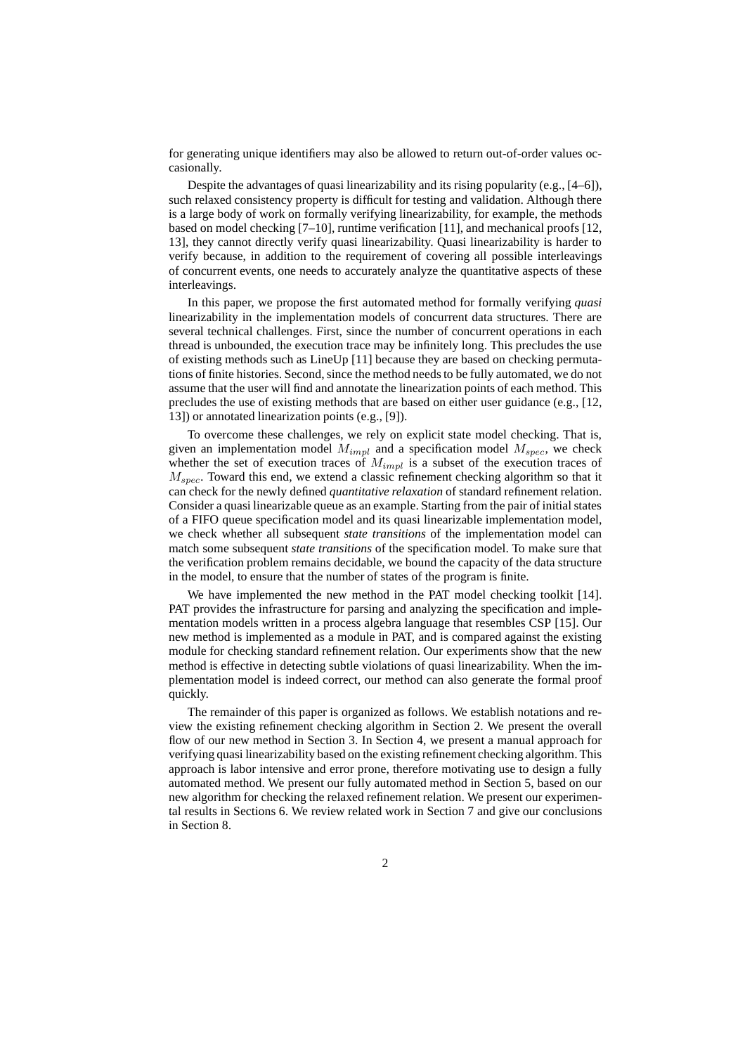for generating unique identifiers may also be allowed to return out-of-order values occasionally.

Despite the advantages of quasi linearizability and its rising popularity (e.g., [4–6]), such relaxed consistency property is difficult for testing and validation. Although there is a large body of work on formally verifying linearizability, for example, the methods based on model checking [7–10], runtime verification [11], and mechanical proofs [12, 13], they cannot directly verify quasi linearizability. Quasi linearizability is harder to verify because, in addition to the requirement of covering all possible interleavings of concurrent events, one needs to accurately analyze the quantitative aspects of these interleavings.

In this paper, we propose the first automated method for formally verifying *quasi* linearizability in the implementation models of concurrent data structures. There are several technical challenges. First, since the number of concurrent operations in each thread is unbounded, the execution trace may be infinitely long. This precludes the use of existing methods such as LineUp [11] because they are based on checking permutations of finite histories. Second, since the method needs to be fully automated, we do not assume that the user will find and annotate the linearization points of each method. This precludes the use of existing methods that are based on either user guidance (e.g., [12, 13]) or annotated linearization points (e.g., [9]).

To overcome these challenges, we rely on explicit state model checking. That is, given an implementation model $M_{impl}$ and a specification model $M_{spec}$, we check whether the set of execution traces of $M_{impl}$ is a subset of the execution traces of $M_{spec}$. Toward this end, we extend a classic refinement checking algorithm so that it can check for the newly defined *quantitative relaxation* of standard refinement relation. Consider a quasi linearizable queue as an example. Starting from the pair of initial states of a FIFO queue specification model and its quasi linearizable implementation model, we check whether all subsequent *state transitions* of the implementation model can match some subsequent *state transitions* of the specification model. To make sure that the verification problem remains decidable, we bound the capacity of the data structure in the model, to ensure that the number of states of the program is finite.

We have implemented the new method in the PAT model checking toolkit [14]. PAT provides the infrastructure for parsing and analyzing the specification and implementation models written in a process algebra language that resembles CSP [15]. Our new method is implemented as a module in PAT, and is compared against the existing module for checking standard refinement relation. Our experiments show that the new method is effective in detecting subtle violations of quasi linearizability. When the implementation model is indeed correct, our method can also generate the formal proof quickly.

The remainder of this paper is organized as follows. We establish notations and review the existing refinement checking algorithm in Section 2. We present the overall flow of our new method in Section 3. In Section 4, we present a manual approach for verifying quasi linearizability based on the existing refinement checking algorithm. This approach is labor intensive and error prone, therefore motivating use to design a fully automated method. We present our fully automated method in Section 5, based on our new algorithm for checking the relaxed refinement relation. We present our experimental results in Sections 6. We review related work in Section 7 and give our conclusions in Section 8.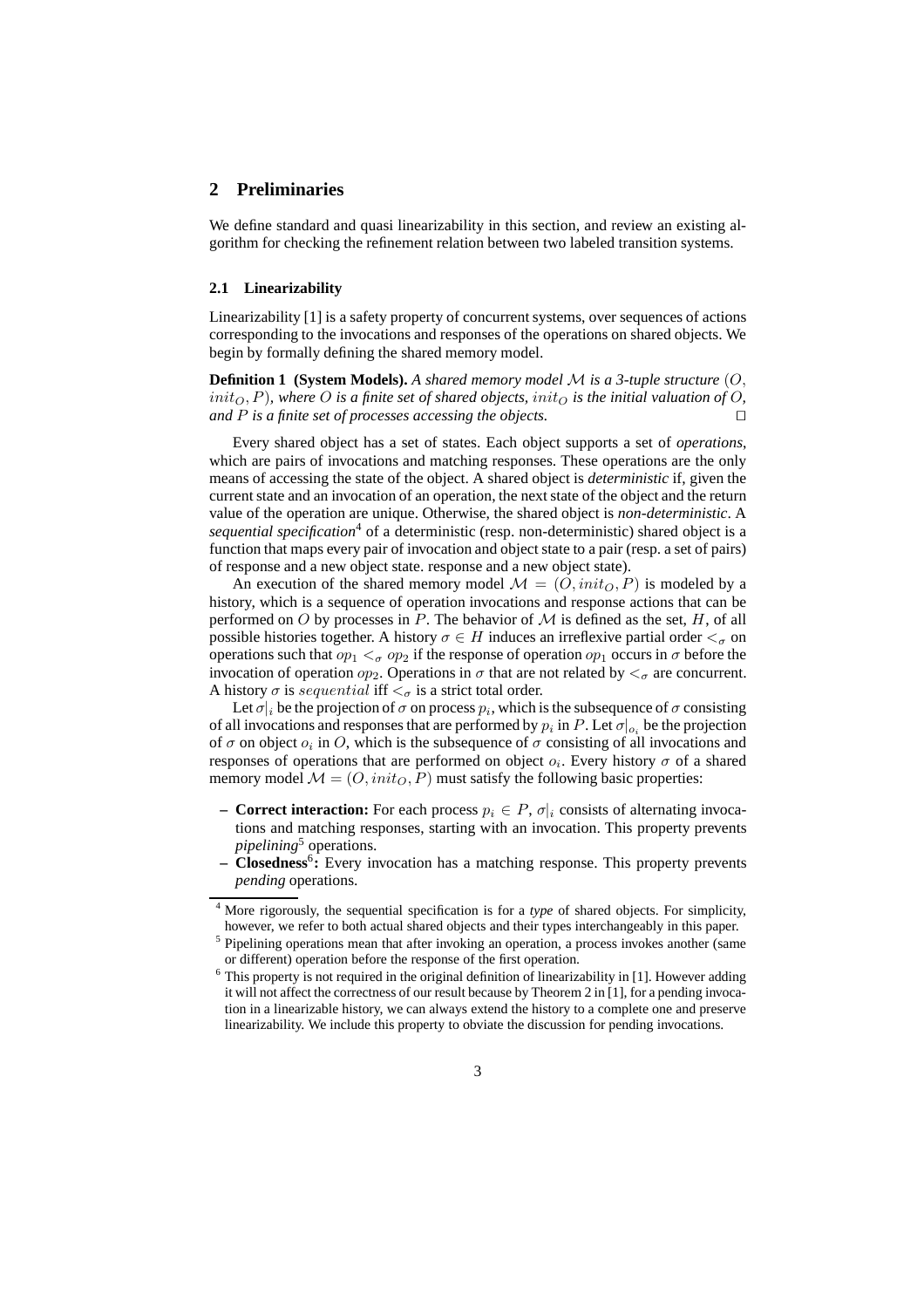## 2 Preliminaries

We define standard and quasi linearizability in this section, and review an existing algorithm for checking the refinement relation between two labeled transition systems.

### 2.1 Linearizability

Linearizability [1] is a safety property of concurrent systems, over sequences of actions corresponding to the invocations and responses of the operations on shared objects. We begin by formally defining the shared memory model.

**Definition 1 (System Models).** *A shared memory model $\mathcal{M}$ is a 3-tuple structure $(O, init_O, P)$, where $O$ is a finite set of shared objects, $init_O$ is the initial valuation of $O$, and $P$ is a finite set of processes accessing the objects.* □

Every shared object has a set of states. Each object supports a set of *operations*, which are pairs of invocations and matching responses. These operations are the only means of accessing the state of the object. A shared object is *deterministic* if, given the current state and an invocation of an operation, the next state of the object and the return value of the operation are unique. Otherwise, the shared object is *non-deterministic*. A *sequential specification*[4] of a deterministic (resp. non-deterministic) shared object is a function that maps every pair of invocation and object state to a pair (resp. a set of pairs) of response and a new object state. response and a new object state).

An execution of the shared memory model $\mathcal{M} = (O, init_O, P)$ is modeled by a history, which is a sequence of operation invocations and response actions that can be performed on $O$ by processes in $P$. The behavior of $\mathcal{M}$ is defined as the set, $H$, of all possible histories together. A history $\sigma \in H$ induces an irreflexive partial order $<_\sigma$ on operations such that $op_1 <_\sigma op_2$ if the response of operation $op_1$ occurs in $\sigma$ before the invocation of operation $op_2$. Operations in $\sigma$ that are not related by $<_\sigma$ are concurrent. A history $\sigma$ is $sequential$ iff $<_\sigma$ is a strict total order.

Let $\sigma|_i$ be the projection of $\sigma$ on process $p_i$, which is the subsequence of $\sigma$ consisting of all invocations and responses that are performed by $p_i$ in $P$. Let $\sigma|_{o_i}$ be the projection of $\sigma$ on object $o_i$ in $O$, which is the subsequence of $\sigma$ consisting of all invocations and responses of operations that are performed on object $o_i$. Every history $\sigma$ of a shared memory model $\mathcal{M} = (O, init_O, P)$ must satisfy the following basic properties:

- **Correct interaction:** For each process $p_i \in P$, $\sigma|_i$ consists of alternating invocations and matching responses, starting with an invocation. This property prevents *pipelining*[5] operations.
- **Closedness**[6]**:** Every invocation has a matching response. This property prevents *pending* operations.

[4] More rigorously, the sequential specification is for a *type* of shared objects. For simplicity, however, we refer to both actual shared objects and their types interchangeably in this paper.

[5] Pipelining operations mean that after invoking an operation, a process invokes another (same or different) operation before the response of the first operation.

[6] This property is not required in the original definition of linearizability in [1]. However adding it will not affect the correctness of our result because by Theorem 2 in [1], for a pending invocation in a linearizable history, we can always extend the history to a complete one and preserve linearizability. We include this property to obviate the discussion for pending invocations.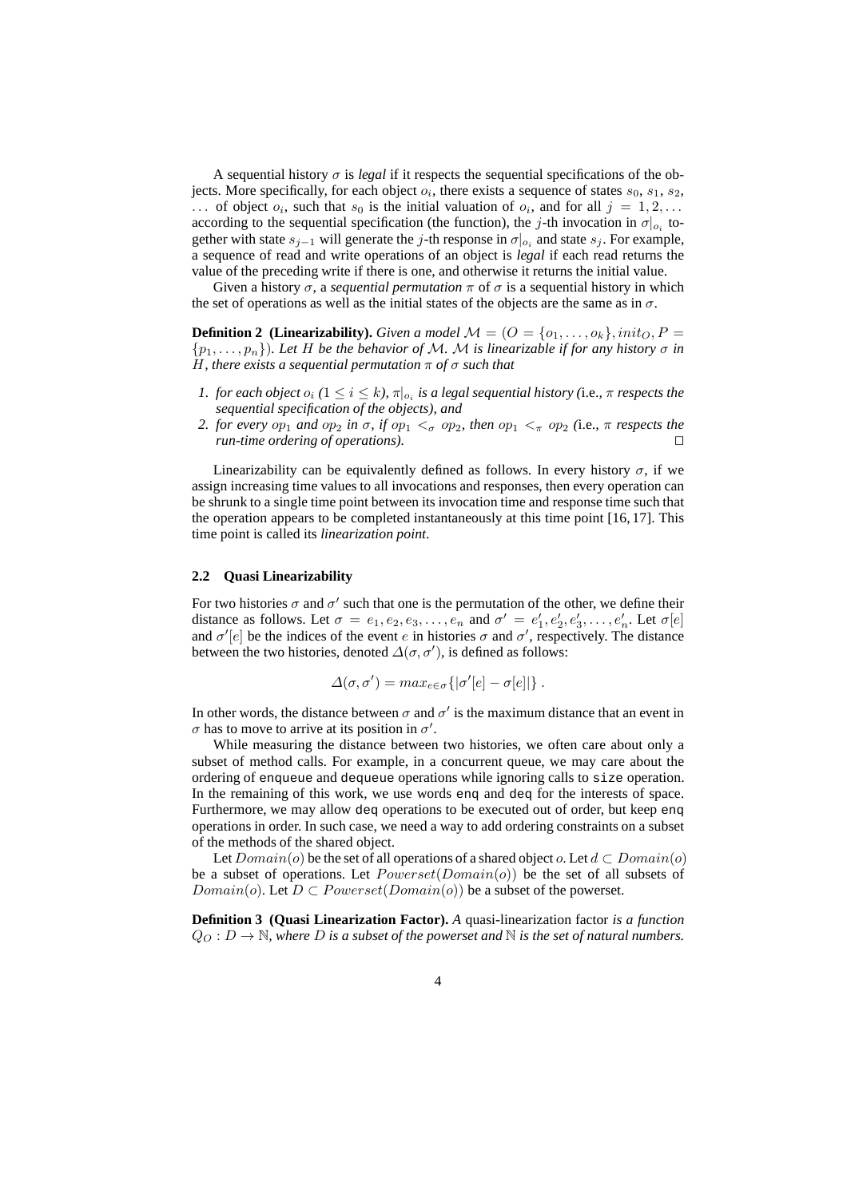A sequential history $\sigma$ is *legal* if it respects the sequential specifications of the objects. More specifically, for each object $o_i$, there exists a sequence of states $s_0$, $s_1$, $s_2$, $\ldots$ of object $o_i$, such that $s_0$ is the initial valuation of $o_i$, and for all $j = 1, 2, \ldots$ according to the sequential specification (the function), the $j$-th invocation in $\sigma|_{o_i}$ together with state $s_{j-1}$ will generate the $j$-th response in $\sigma|_{o_i}$ and state $s_j$. For example, a sequence of read and write operations of an object is *legal* if each read returns the value of the preceding write if there is one, and otherwise it returns the initial value.

Given a history $\sigma$, a *sequential permutation* $\pi$ of $\sigma$ is a sequential history in which the set of operations as well as the initial states of the objects are the same as in $\sigma$.

**Definition 2 (Linearizability).** *Given a model $\mathcal{M} = (O = \{o_1, \ldots, o_k\}, init_O, P = \{p_1, \ldots, p_n\})$. Let $H$ be the behavior of $\mathcal{M}$. $\mathcal{M}$ is linearizable if for any history $\sigma$ in $H$, there exists a sequential permutation $\pi$ of $\sigma$ such that*

1. *for each object $o_i$ ($1 \leq i \leq k$), $\pi|_{o_i}$ is a legal sequential history (i.e., $\pi$ respects the sequential specification of the objects), and*
2. *for every $op_1$ and $op_2$ in $\sigma$, if $op_1 <_\sigma op_2$, then $op_1 <_\pi op_2$ (i.e., $\pi$ respects the run-time ordering of operations).* □

Linearizability can be equivalently defined as follows. In every history $\sigma$, if we assign increasing time values to all invocations and responses, then every operation can be shrunk to a single time point between its invocation time and response time such that the operation appears to be completed instantaneously at this time point [16, 17]. This time point is called its *linearization point*.

### 2.2 Quasi Linearizability

For two histories $\sigma$ and $\sigma'$ such that one is the permutation of the other, we define their distance as follows. Let $\sigma = e_1, e_2, e_3, \ldots, e_n$ and $\sigma' = e'_1, e'_2, e'_3, \ldots, e'_n$. Let $\sigma[e]$ and $\sigma'[e]$ be the indices of the event $e$ in histories $\sigma$ and $\sigma'$, respectively. The distance between the two histories, denoted $\Delta(\sigma, \sigma')$, is defined as follows:

$$\Delta(\sigma, \sigma') = max_{e \in \sigma}\{|\sigma'[e] - \sigma[e]|\} .$$

In other words, the distance between $\sigma$ and $\sigma'$ is the maximum distance that an event in $\sigma$ has to move to arrive at its position in $\sigma'$.

While measuring the distance between two histories, we often care about only a subset of method calls. For example, in a concurrent queue, we may care about the ordering of enqueue and dequeue operations while ignoring calls to size operation. In the remaining of this work, we use words enq and deq for the interests of space. Furthermore, we may allow deq operations to be executed out of order, but keep enq operations in order. In such case, we need a way to add ordering constraints on a subset of the methods of the shared object.

Let $Domain(o)$ be the set of all operations of a shared object $o$. Let $d \subset Domain(o)$ be a subset of operations. Let $Powerset(Domain(o))$ be the set of all subsets of $Domain(o)$. Let $D \subset Powerset(Domain(o))$ be a subset of the powerset.

**Definition 3 (Quasi Linearization Factor).** *A* quasi-linearization factor *is a function $Q_O : D \to \mathbb{N}$, where $D$ is a subset of the powerset and $\mathbb{N}$ is the set of natural numbers.*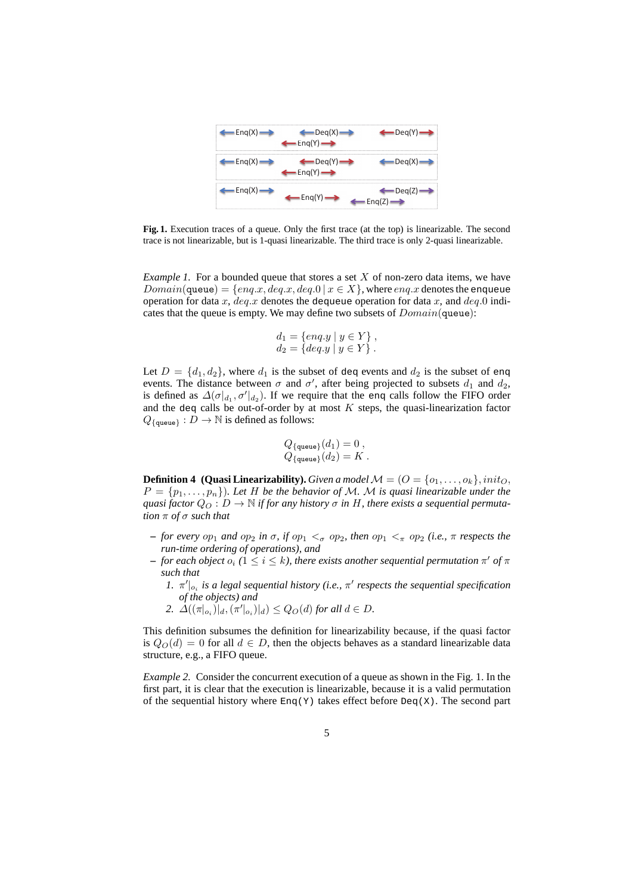Fig. 1. Execution traces of a queue. Only the first trace (at the top) is linearizable. The second trace is not linearizable, but is 1-quasi linearizable. The third trace is only 2-quasi linearizable.

*Example 1.* For a bounded queue that stores a set $X$ of non-zero data items, we have $Domain(\texttt{queue}) = \{enq.x, deq.x, deq.0 \mid x \in X\}$, where $enq.x$ denotes the enqueue operation for data $x$, $deq.x$ denotes the dequeue operation for data $x$, and $deq.0$ indicates that the queue is empty. We may define two subsets of $Domain(\texttt{queue})$:

$$d_1 = \{enq.y \mid y \in Y\} ,$$
$$d_2 = \{deq.y \mid y \in Y\} .$$

Let $D = \{d_1, d_2\}$, where $d_1$ is the subset of deq events and $d_2$ is the subset of enq events. The distance between $\sigma$ and $\sigma'$, after being projected to subsets $d_1$ and $d_2$, is defined as $\Delta(\sigma|_{d_1}, \sigma'|_{d_2})$. If we require that the enq calls follow the FIFO order and the deq calls be out-of-order by at most $K$ steps, the quasi-linearization factor $Q_{\{\texttt{queue}\}} : D \to \mathbb{N}$ is defined as follows:

$$Q_{\{\texttt{queue}\}}(d_1) = 0 ,$$
$$Q_{\{\texttt{queue}\}}(d_2) = K .$$

**Definition 4 (Quasi Linearizability).** *Given a model $\mathcal{M} = (O = \{o_1, \ldots, o_k\}, init_O, P = \{p_1, \ldots, p_n\})$. Let $H$ be the behavior of $\mathcal{M}$. $\mathcal{M}$ is quasi linearizable under the quasi factor $Q_O : D \to \mathbb{N}$ if for any history $\sigma$ in $H$, there exists a sequential permutation $\pi$ of $\sigma$ such that*

- *for every $op_1$ and $op_2$ in $\sigma$, if $op_1 <_\sigma op_2$, then $op_1 <_\pi op_2$ (i.e., $\pi$ respects the run-time ordering of operations), and*
- *for each object $o_i$ ($1 \leq i \leq k$), there exists another sequential permutation $\pi'$ of $\pi$ such that*
  1. *$\pi'|_{o_i}$ is a legal sequential history (i.e., $\pi'$ respects the sequential specification of the objects) and*
  2. *$\Delta((\pi|_{o_i})|_d, (\pi'|_{o_i})|_d) \leq Q_O(d)$ for all $d \in D$.*

This definition subsumes the definition for linearizability because, if the quasi factor is $Q_O(d) = 0$ for all $d \in D$, then the objects behaves as a standard linearizable data structure, e.g., a FIFO queue.

*Example 2.* Consider the concurrent execution of a queue as shown in the Fig. 1. In the first part, it is clear that the execution is linearizable, because it is a valid permutation of the sequential history where Enq(Y) takes effect before Deq(X). The second part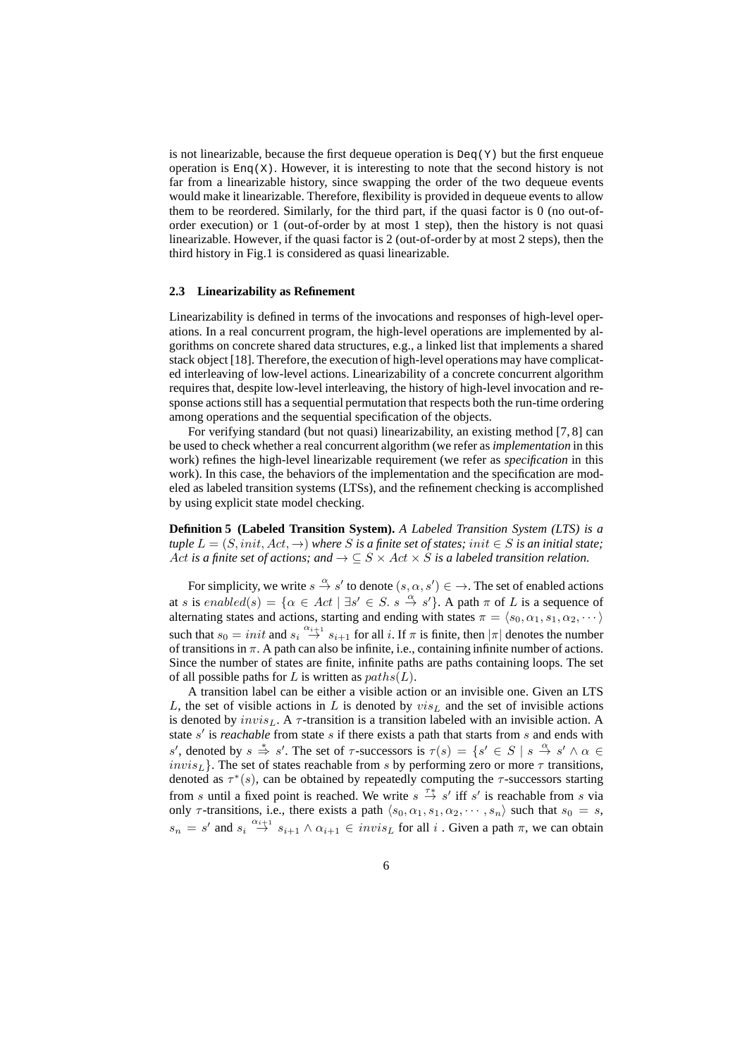is not linearizable, because the first dequeue operation is `Deq(Y)` but the first enqueue operation is `Enq(X)`. However, it is interesting to note that the second history is not far from a linearizable history, since swapping the order of the two dequeue events would make it linearizable. Therefore, flexibility is provided in dequeue events to allow them to be reordered. Similarly, for the third part, if the quasi factor is 0 (no out-of-order execution) or 1 (out-of-order by at most 1 step), then the history is not quasi linearizable. However, if the quasi factor is 2 (out-of-order by at most 2 steps), then the third history in Fig.1 is considered as quasi linearizable.

### 2.3 Linearizability as Refinement

Linearizability is defined in terms of the invocations and responses of high-level operations. In a real concurrent program, the high-level operations are implemented by algorithms on concrete shared data structures, e.g., a linked list that implements a shared stack object [18]. Therefore, the execution of high-level operations may have complicated interleaving of low-level actions. Linearizability of a concrete concurrent algorithm requires that, despite low-level interleaving, the history of high-level invocation and response actions still has a sequential permutation that respects both the run-time ordering among operations and the sequential specification of the objects.

For verifying standard (but not quasi) linearizability, an existing method [7, 8] can be used to check whether a real concurrent algorithm (we refer as *implementation* in this work) refines the high-level linearizable requirement (we refer as *specification* in this work). In this case, the behaviors of the implementation and the specification are modeled as labeled transition systems (LTSs), and the refinement checking is accomplished by using explicit state model checking.

**Definition 5 (Labeled Transition System).** *A Labeled Transition System (LTS) is a tuple $L = (S, init, Act, \rightarrow)$ where $S$ is a finite set of states; $init \in S$ is an initial state; $Act$ is a finite set of actions; and $\rightarrow \subseteq S \times Act \times S$ is a labeled transition relation.*

For simplicity, we write $s \xrightarrow{\alpha} s'$ to denote $(s, \alpha, s') \in \rightarrow$. The set of enabled actions at $s$ is $enabled(s) = \{\alpha \in Act \mid \exists s' \in S.\ s \xrightarrow{\alpha} s'\}$. A path $\pi$ of $L$ is a sequence of alternating states and actions, starting and ending with states $\pi = \langle s_0, \alpha_1, s_1, \alpha_2, \cdots \rangle$ such that $s_0 = init$ and $s_i \xrightarrow{\alpha_{i+1}} s_{i+1}$ for all $i$. If $\pi$ is finite, then $|\pi|$ denotes the number of transitions in $\pi$. A path can also be infinite, i.e., containing infinite number of actions. Since the number of states are finite, infinite paths are paths containing loops. The set of all possible paths for $L$ is written as $paths(L)$.

A transition label can be either a visible action or an invisible one. Given an LTS $L$, the set of visible actions in $L$ is denoted by $vis_L$ and the set of invisible actions is denoted by $invis_L$. A $\tau$-transition is a transition labeled with an invisible action. A state $s'$ is *reachable* from state $s$ if there exists a path that starts from $s$ and ends with $s'$, denoted by $s \stackrel{*}{\Rightarrow} s'$. The set of $\tau$-successors is $\tau(s) = \{s' \in S \mid s \xrightarrow{\alpha} s' \wedge \alpha \in invis_L\}$. The set of states reachable from $s$ by performing zero or more $\tau$ transitions, denoted as $\tau^*(s)$, can be obtained by repeatedly computing the $\tau$-successors starting from $s$ until a fixed point is reached. We write $s \xrightarrow{\tau^*} s'$ iff $s'$ is reachable from $s$ via only $\tau$-transitions, i.e., there exists a path $\langle s_0, \alpha_1, s_1, \alpha_2, \cdots, s_n \rangle$ such that $s_0 = s$, $s_n = s'$ and $s_i \xrightarrow{\alpha_{i+1}} s_{i+1} \wedge \alpha_{i+1} \in invis_L$ for all $i$ . Given a path $\pi$, we can obtain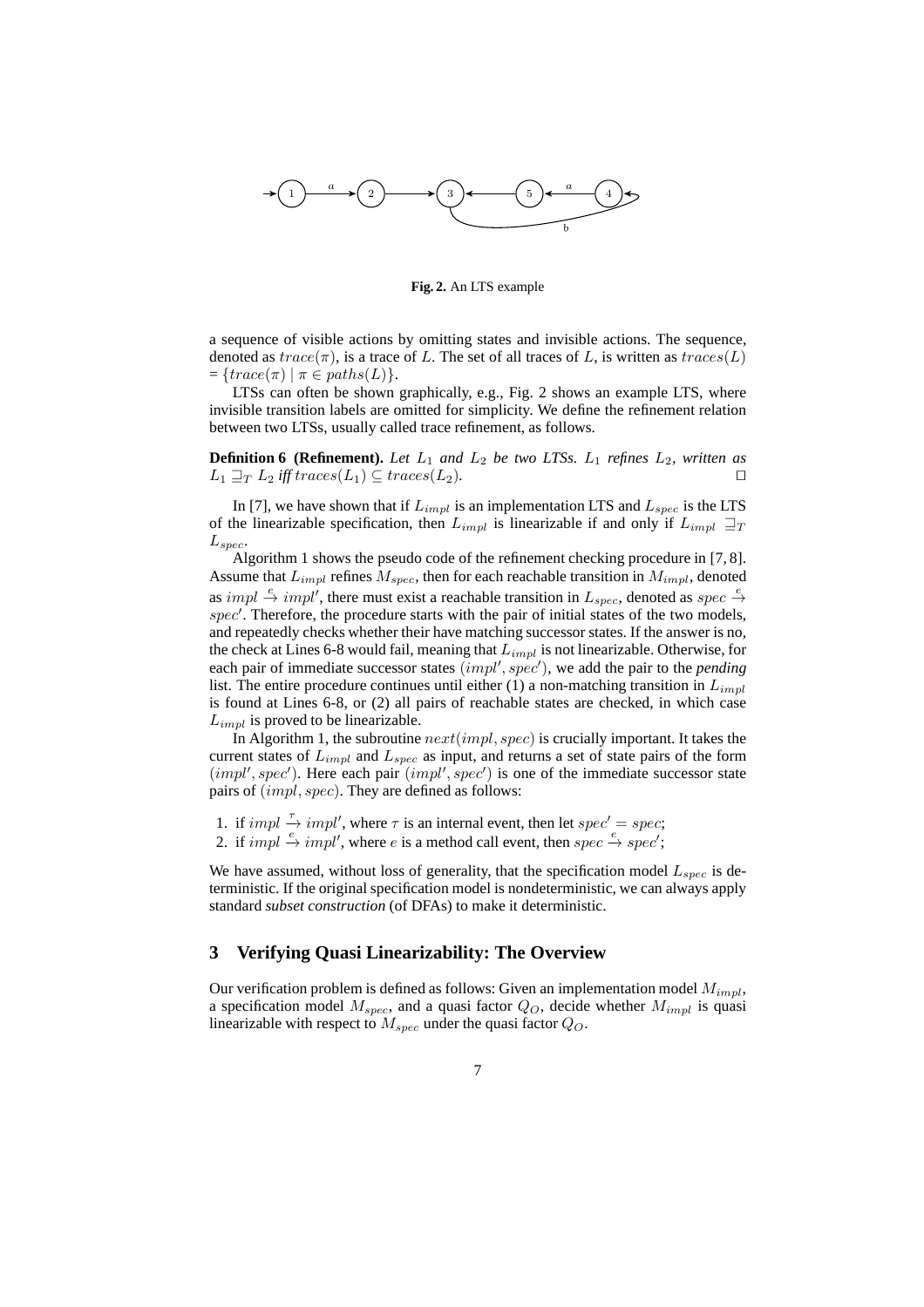**Fig. 2.** An LTS example

a sequence of visible actions by omitting states and invisible actions. The sequence, denoted as $trace(\pi)$, is a trace of $L$. The set of all traces of $L$, is written as $traces(L)$ = $\{trace(\pi) \mid \pi \in paths(L)\}$.

LTSs can often be shown graphically, e.g., Fig. 2 shows an example LTS, where invisible transition labels are omitted for simplicity. We define the refinement relation between two LTSs, usually called trace refinement, as follows.

**Definition 6 (Refinement).** *Let $L_1$ and $L_2$ be two LTSs. $L_1$ refines $L_2$, written as $L_1 \sqsupseteq_T L_2$ iff $traces(L_1) \subseteq traces(L_2)$.* ◻

In [7], we have shown that if $L_{impl}$ is an implementation LTS and $L_{spec}$ is the LTS of the linearizable specification, then $L_{impl}$ is linearizable if and only if $L_{impl} \sqsupseteq_T L_{spec}$.

Algorithm 1 shows the pseudo code of the refinement checking procedure in [7, 8]. Assume that $L_{impl}$ refines $M_{spec}$, then for each reachable transition in $M_{impl}$, denoted as $impl \xrightarrow{e} impl'$, there must exist a reachable transition in $L_{spec}$, denoted as $spec \xrightarrow{e} spec'$. Therefore, the procedure starts with the pair of initial states of the two models, and repeatedly checks whether their have matching successor states. If the answer is no, the check at Lines 6-8 would fail, meaning that $L_{impl}$ is not linearizable. Otherwise, for each pair of immediate successor states $(impl', spec')$, we add the pair to the *pending* list. The entire procedure continues until either (1) a non-matching transition in $L_{impl}$ is found at Lines 6-8, or (2) all pairs of reachable states are checked, in which case $L_{impl}$ is proved to be linearizable.

In Algorithm 1, the subroutine $next(impl, spec)$ is crucially important. It takes the current states of $L_{impl}$ and $L_{spec}$ as input, and returns a set of state pairs of the form $(impl', spec')$. Here each pair $(impl', spec')$ is one of the immediate successor state pairs of $(impl, spec)$. They are defined as follows:

1. if $impl \xrightarrow{\tau} impl'$, where $\tau$ is an internal event, then let $spec' = spec$;
2. if $impl \xrightarrow{e} impl'$, where $e$ is a method call event, then $spec \xrightarrow{e} spec'$;

We have assumed, without loss of generality, that the specification model $L_{spec}$ is deterministic. If the original specification model is nondeterministic, we can always apply standard *subset construction* (of DFAs) to make it deterministic.

## 3 Verifying Quasi Linearizability: The Overview

Our verification problem is defined as follows: Given an implementation model $M_{impl}$, a specification model $M_{spec}$, and a quasi factor $Q_O$, decide whether $M_{impl}$ is quasi linearizable with respect to $M_{spec}$ under the quasi factor $Q_O$.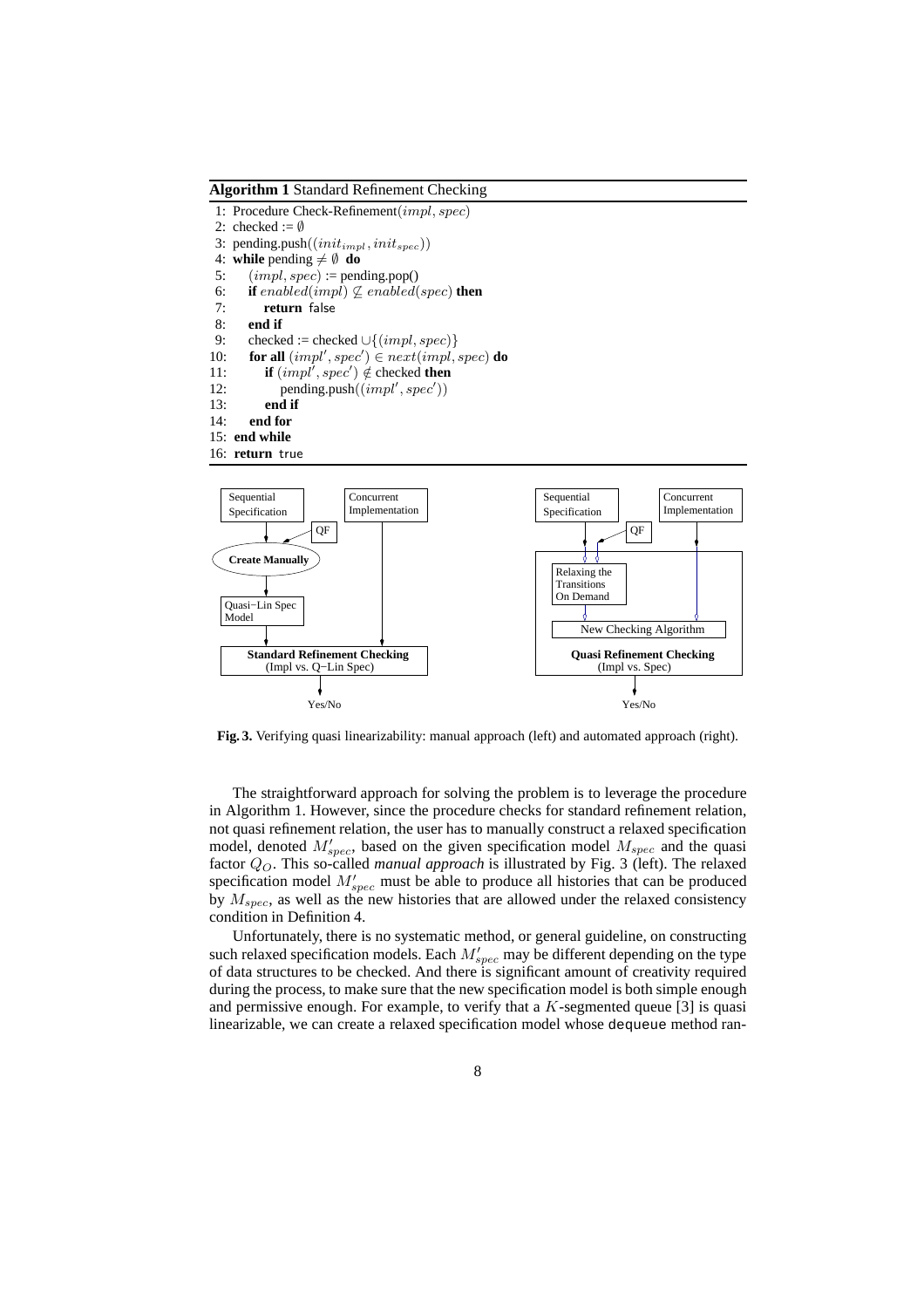**Algorithm 1** Standard Refinement Checking

```
 1: Procedure Check-Refinement(impl, spec)
 2: checked := ∅
 3: pending.push((init_impl, init_spec))
 4: while pending ≠ ∅ do
 5:    (impl, spec) := pending.pop()
 6:    if enabled(impl) ⊈ enabled(spec) then
 7:       return false
 8:    end if
 9:    checked := checked ∪{(impl, spec)}
10:    for all (impl′, spec′) ∈ next(impl, spec) do
11:       if (impl′, spec′) ∉ checked then
12:          pending.push((impl′, spec′))
13:       end if
14:    end for
15: end while
16: return true
```

**Fig. 3.** Verifying quasi linearizability: manual approach (left) and automated approach (right).

The straightforward approach for solving the problem is to leverage the procedure in Algorithm 1. However, since the procedure checks for standard refinement relation, not quasi refinement relation, the user has to manually construct a relaxed specification model, denoted $M'_{spec}$, based on the given specification model $M_{spec}$ and the quasi factor $Q_O$. This so-called *manual approach* is illustrated by Fig. 3 (left). The relaxed specification model $M'_{spec}$ must be able to produce all histories that can be produced by $M_{spec}$, as well as the new histories that are allowed under the relaxed consistency condition in Definition 4.

Unfortunately, there is no systematic method, or general guideline, on constructing such relaxed specification models. Each $M'_{spec}$ may be different depending on the type of data structures to be checked. And there is significant amount of creativity required during the process, to make sure that the new specification model is both simple enough and permissive enough. For example, to verify that a $K$-segmented queue [3] is quasi linearizable, we can create a relaxed specification model whose dequeue method ran-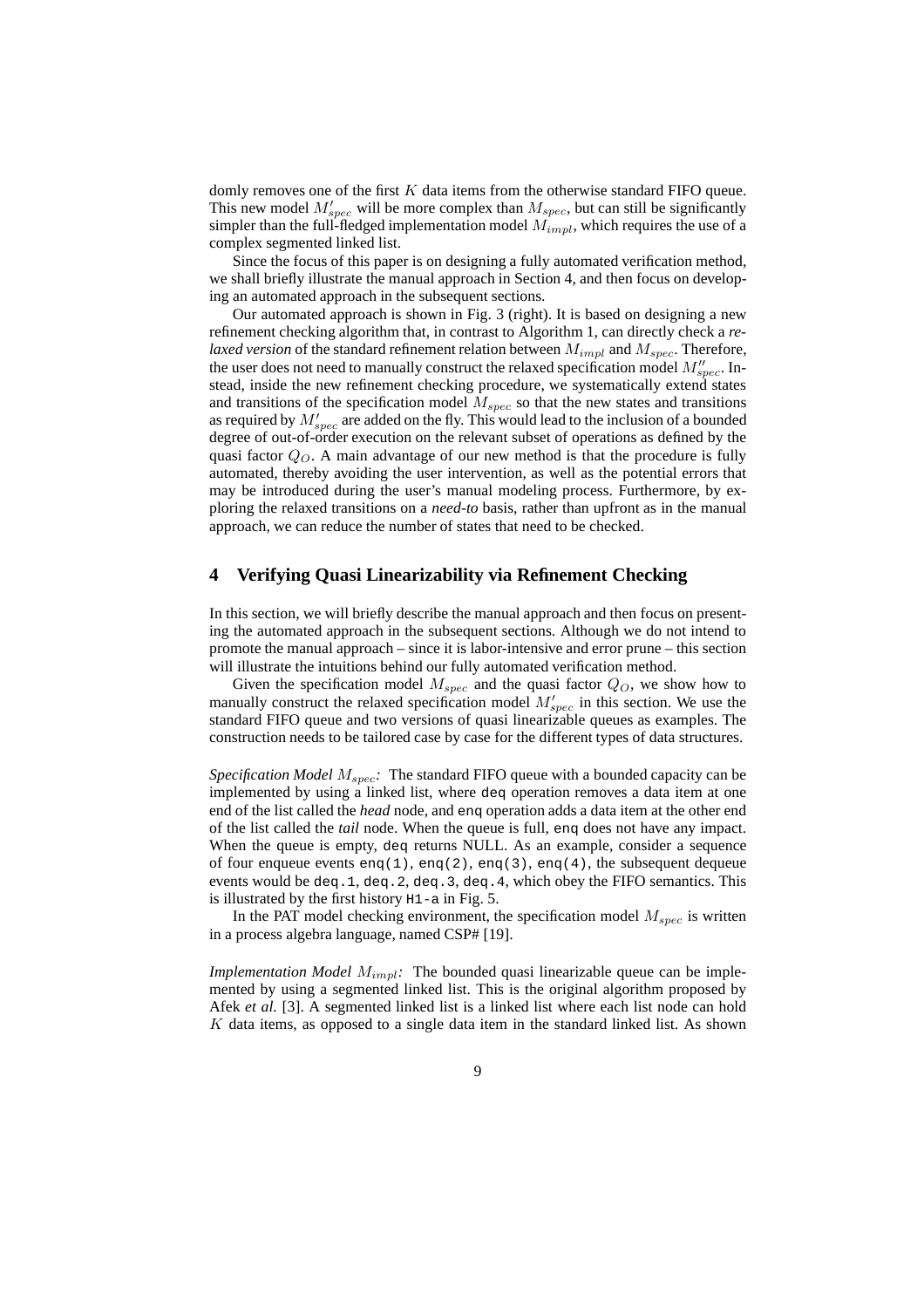domly removes one of the first $K$ data items from the otherwise standard FIFO queue. This new model $M'_{spec}$ will be more complex than $M_{spec}$, but can still be significantly simpler than the full-fledged implementation model $M_{impl}$, which requires the use of a complex segmented linked list.

Since the focus of this paper is on designing a fully automated verification method, we shall briefly illustrate the manual approach in Section 4, and then focus on developing an automated approach in the subsequent sections.

Our automated approach is shown in Fig. 3 (right). It is based on designing a new refinement checking algorithm that, in contrast to Algorithm 1, can directly check a *relaxed version* of the standard refinement relation between $M_{impl}$ and $M_{spec}$. Therefore, the user does not need to manually construct the relaxed specification model $M''_{spec}$. Instead, inside the new refinement checking procedure, we systematically extend states and transitions of the specification model $M_{spec}$ so that the new states and transitions as required by $M'_{spec}$ are added on the fly. This would lead to the inclusion of a bounded degree of out-of-order execution on the relevant subset of operations as defined by the quasi factor $Q_O$. A main advantage of our new method is that the procedure is fully automated, thereby avoiding the user intervention, as well as the potential errors that may be introduced during the user's manual modeling process. Furthermore, by exploring the relaxed transitions on a *need-to* basis, rather than upfront as in the manual approach, we can reduce the number of states that need to be checked.

## 4 Verifying Quasi Linearizability via Refinement Checking

In this section, we will briefly describe the manual approach and then focus on presenting the automated approach in the subsequent sections. Although we do not intend to promote the manual approach – since it is labor-intensive and error prune – this section will illustrate the intuitions behind our fully automated verification method.

Given the specification model $M_{spec}$ and the quasi factor $Q_O$, we show how to manually construct the relaxed specification model $M'_{spec}$ in this section. We use the standard FIFO queue and two versions of quasi linearizable queues as examples. The construction needs to be tailored case by case for the different types of data structures.

*Specification Model $M_{spec}$:* The standard FIFO queue with a bounded capacity can be implemented by using a linked list, where `deq` operation removes a data item at one end of the list called the *head* node, and `enq` operation adds a data item at the other end of the list called the *tail* node. When the queue is full, `enq` does not have any impact. When the queue is empty, `deq` returns NULL. As an example, consider a sequence of four enqueue events `enq(1)`, `enq(2)`, `enq(3)`, `enq(4)`, the subsequent dequeue events would be `deq.1`, `deq.2`, `deq.3`, `deq.4`, which obey the FIFO semantics. This is illustrated by the first history `H1-a` in Fig. 5.

In the PAT model checking environment, the specification model $M_{spec}$ is written in a process algebra language, named CSP# [19].

*Implementation Model $M_{impl}$:* The bounded quasi linearizable queue can be implemented by using a segmented linked list. This is the original algorithm proposed by Afek *et al.* [3]. A segmented linked list is a linked list where each list node can hold $K$ data items, as opposed to a single data item in the standard linked list. As shown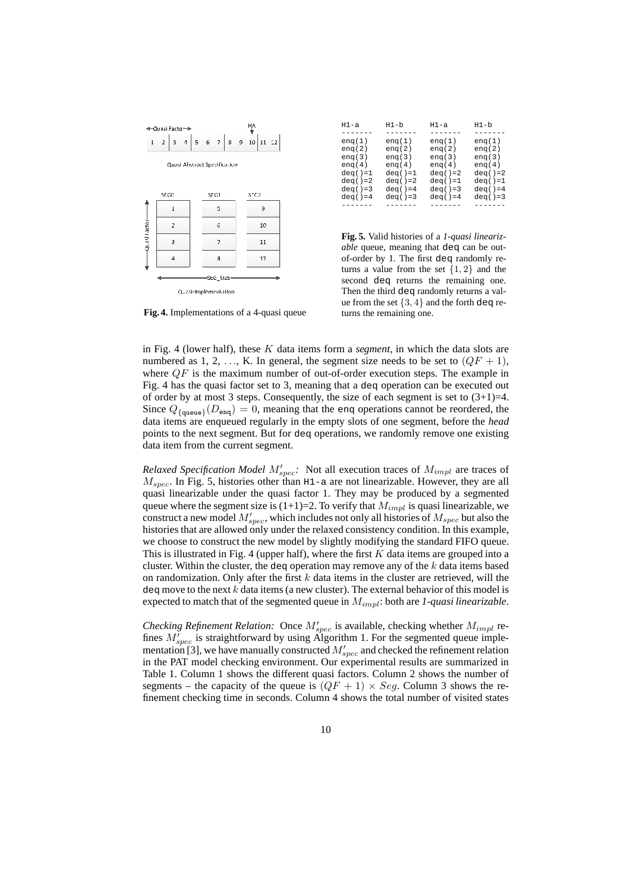| H1-a | H1-b | H1-a | H1-b |
|---|---|---|---|
| enq(1) | enq(1) | enq(1) | enq(1) |
| enq(2) | enq(2) | enq(2) | enq(2) |
| enq(3) | enq(3) | enq(3) | enq(3) |
| enq(4) | enq(4) | enq(4) | enq(4) |
| deq()=1 | deq()=1 | deq()=2 | deq()=2 |
| deq()=2 | deq()=2 | deq()=1 | deq()=1 |
| deq()=3 | deq()=4 | deq()=3 | deq()=4 |
| deq()=4 | deq()=3 | deq()=4 | deq()=3 |

**Fig. 4.** Implementations of a 4-quasi queue

**Fig. 5.** Valid histories of a *1-quasi linearizable* queue, meaning that deq can be out-of-order by 1. The first deq randomly returns a value from the set $\{1, 2\}$ and the second deq returns the remaining one. Then the third deq randomly returns a value from the set $\{3, 4\}$ and the forth deq returns the remaining one.

in Fig. 4 (lower half), these $K$ data items form a *segment*, in which the data slots are numbered as 1, 2, ..., K. In general, the segment size needs to be set to $(QF + 1)$, where $QF$ is the maximum number of out-of-order execution steps. The example in Fig. 4 has the quasi factor set to 3, meaning that a deq operation can be executed out of order by at most 3 steps. Consequently, the size of each segment is set to (3+1)=4. Since $Q_{\{\texttt{queue}\}}(D_{\texttt{enq}}) = 0$, meaning that the enq operations cannot be reordered, the data items are enqueued regularly in the empty slots of one segment, before the *head* points to the next segment. But for deq operations, we randomly remove one existing data item from the current segment.

*Relaxed Specification Model $M'_{spec}$:* Not all execution traces of $M_{impl}$ are traces of $M_{spec}$. In Fig. 5, histories other than H1-a are not linearizable. However, they are all quasi linearizable under the quasi factor 1. They may be produced by a segmented queue where the segment size is (1+1)=2. To verify that $M_{impl}$ is quasi linearizable, we construct a new model $M'_{spec}$, which includes not only all histories of $M_{spec}$ but also the histories that are allowed only under the relaxed consistency condition. In this example, we choose to construct the new model by slightly modifying the standard FIFO queue. This is illustrated in Fig. 4 (upper half), where the first $K$ data items are grouped into a cluster. Within the cluster, the deq operation may remove any of the $k$ data items based on randomization. Only after the first $k$ data items in the cluster are retrieved, will the deq move to the next $k$ data items (a new cluster). The external behavior of this model is expected to match that of the segmented queue in $M_{impl}$: both are *1-quasi linearizable*.

*Checking Refinement Relation:* Once $M'_{spec}$ is available, checking whether $M_{impl}$ refines $M'_{spec}$ is straightforward by using Algorithm 1. For the segmented queue implementation [3], we have manually constructed $M'_{spec}$ and checked the refinement relation in the PAT model checking environment. Our experimental results are summarized in Table 1. Column 1 shows the different quasi factors. Column 2 shows the number of segments – the capacity of the queue is $(QF + 1) \times Seg$. Column 3 shows the refinement checking time in seconds. Column 4 shows the total number of visited states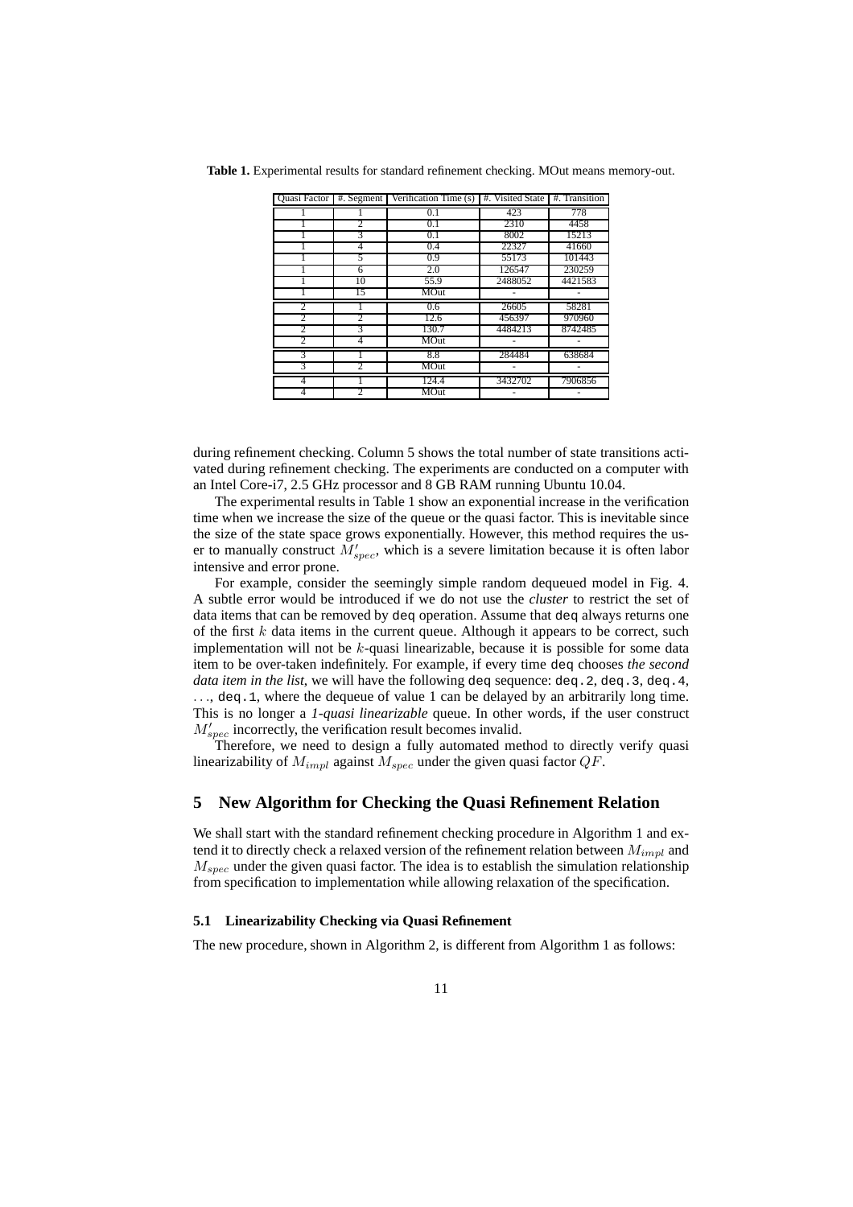**Table 1.** Experimental results for standard refinement checking. MOut means memory-out.

| Quasi Factor | #. Segment | Verification Time (s) | #. Visited State | #. Transition |
|---|---|---|---|---|
| 1 | 1 | 0.1 | 423 | 778 |
| 1 | 2 | 0.1 | 2310 | 4458 |
| 1 | 3 | 0.1 | 8002 | 15213 |
| 1 | 4 | 0.4 | 22327 | 41660 |
| 1 | 5 | 0.9 | 55173 | 101443 |
| 1 | 6 | 2.0 | 126547 | 230259 |
| 1 | 10 | 55.9 | 2488052 | 4421583 |
| 1 | 15 | MOut | - | - |
| 2 | 1 | 0.6 | 26605 | 58281 |
| 2 | 2 | 12.6 | 456397 | 970960 |
| 2 | 3 | 130.7 | 4484213 | 8742485 |
| 2 | 4 | MOut | - | - |
| 3 | 1 | 8.8 | 284484 | 638684 |
| 3 | 2 | MOut | - | - |
| 4 | 1 | 124.4 | 3432702 | 7906856 |
| 4 | 2 | MOut | - | - |

during refinement checking. Column 5 shows the total number of state transitions activated during refinement checking. The experiments are conducted on a computer with an Intel Core-i7, 2.5 GHz processor and 8 GB RAM running Ubuntu 10.04.

The experimental results in Table 1 show an exponential increase in the verification time when we increase the size of the queue or the quasi factor. This is inevitable since the size of the state space grows exponentially. However, this method requires the user to manually construct $M'_{spec}$, which is a severe limitation because it is often labor intensive and error prone.

For example, consider the seemingly simple random dequeued model in Fig. 4. A subtle error would be introduced if we do not use the *cluster* to restrict the set of data items that can be removed by `deq` operation. Assume that `deq` always returns one of the first $k$ data items in the current queue. Although it appears to be correct, such implementation will not be $k$-quasi linearizable, because it is possible for some data item to be over-taken indefinitely. For example, if every time `deq` chooses *the second data item in the list*, we will have the following `deq` sequence: `deq.2`, `deq.3`, `deq.4`, $\ldots$, `deq.1`, where the dequeue of value 1 can be delayed by an arbitrarily long time. This is no longer a *1-quasi linearizable* queue. In other words, if the user construct $M'_{spec}$ incorrectly, the verification result becomes invalid.

Therefore, we need to design a fully automated method to directly verify quasi linearizability of $M_{impl}$ against $M_{spec}$ under the given quasi factor $QF$.

## 5 New Algorithm for Checking the Quasi Refinement Relation

We shall start with the standard refinement checking procedure in Algorithm 1 and extend it to directly check a relaxed version of the refinement relation between $M_{impl}$ and $M_{spec}$ under the given quasi factor. The idea is to establish the simulation relationship from specification to implementation while allowing relaxation of the specification.

### 5.1 Linearizability Checking via Quasi Refinement

The new procedure, shown in Algorithm 2, is different from Algorithm 1 as follows: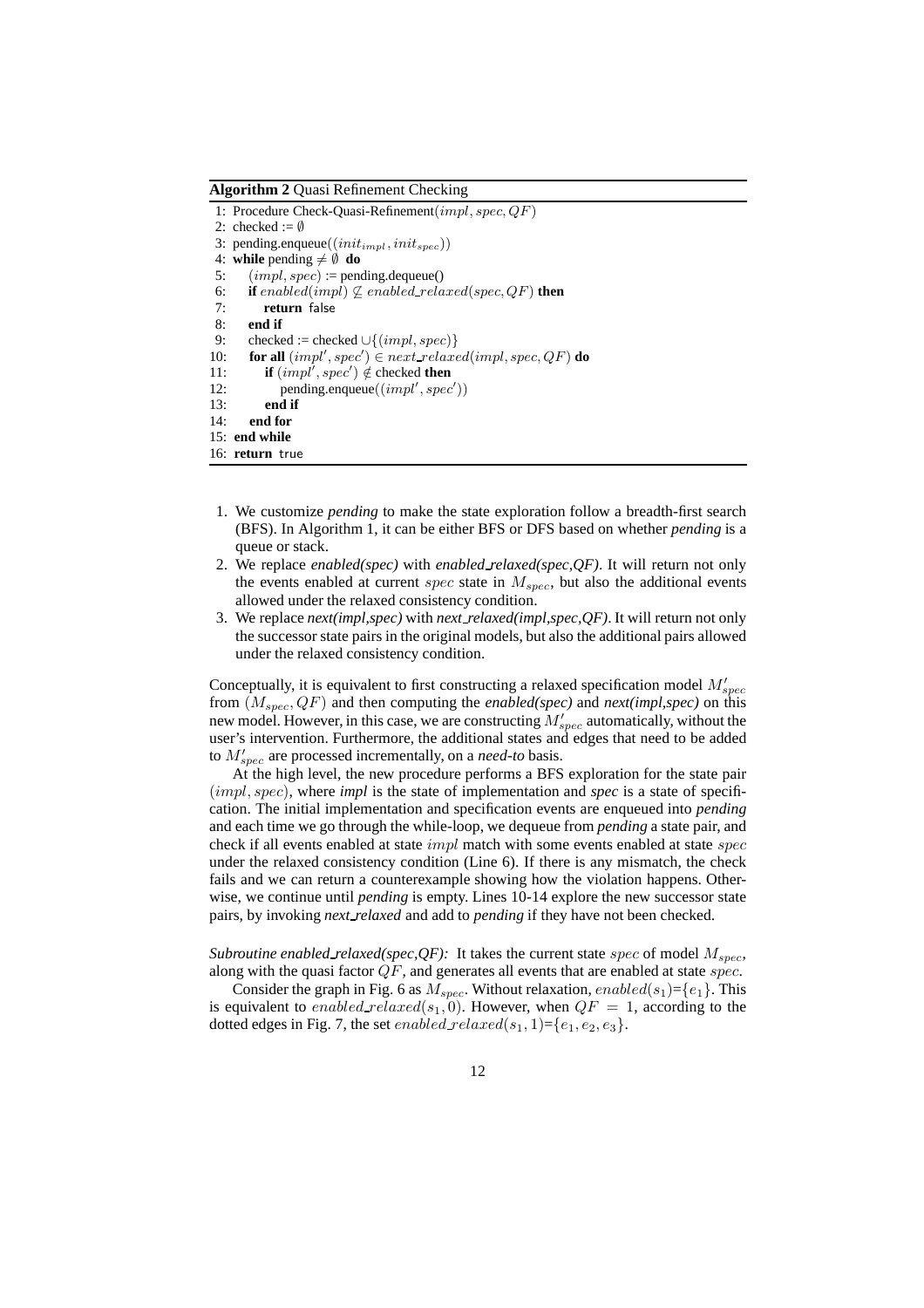**Algorithm 2** Quasi Refinement Checking

```
1: Procedure Check-Quasi-Refinement(impl, spec, QF)
2: checked := ∅
3: pending.enqueue((init_impl, init_spec))
4: while pending ≠ ∅ do
5:    (impl, spec) := pending.dequeue()
6:    if enabled(impl) ⊈ enabled_relaxed(spec, QF) then
7:       return false
8:    end if
9:    checked := checked ∪{(impl, spec)}
10:   for all (impl', spec') ∈ next_relaxed(impl, spec, QF) do
11:      if (impl', spec') ∉ checked then
12:         pending.enqueue((impl', spec'))
13:      end if
14:   end for
15: end while
16: return true
```

1. We customize *pending* to make the state exploration follow a breadth-first search (BFS). In Algorithm 1, it can be either BFS or DFS based on whether *pending* is a queue or stack.
2. We replace *enabled(spec)* with *enabled_relaxed(spec,QF)*. It will return not only the events enabled at current $spec$ state in $M_{spec}$, but also the additional events allowed under the relaxed consistency condition.
3. We replace *next(impl,spec)* with *next_relaxed(impl,spec,QF)*. It will return not only the successor state pairs in the original models, but also the additional pairs allowed under the relaxed consistency condition.

Conceptually, it is equivalent to first constructing a relaxed specification model $M'_{spec}$ from $(M_{spec}, QF)$ and then computing the *enabled(spec)* and *next(impl,spec)* on this new model. However, in this case, we are constructing $M'_{spec}$ automatically, without the user's intervention. Furthermore, the additional states and edges that need to be added to $M'_{spec}$ are processed incrementally, on a *need-to* basis.

At the high level, the new procedure performs a BFS exploration for the state pair $(impl, spec)$, where *impl* is the state of implementation and *spec* is a state of specification. The initial implementation and specification events are enqueued into *pending* and each time we go through the while-loop, we dequeue from *pending* a state pair, and check if all events enabled at state $impl$ match with some events enabled at state $spec$ under the relaxed consistency condition (Line 6). If there is any mismatch, the check fails and we can return a counterexample showing how the violation happens. Otherwise, we continue until *pending* is empty. Lines 10-14 explore the new successor state pairs, by invoking *next_relaxed* and add to *pending* if they have not been checked.

*Subroutine enabled_relaxed(spec,QF):* It takes the current state $spec$ of model $M_{spec}$, along with the quasi factor $QF$, and generates all events that are enabled at state $spec$.

Consider the graph in Fig. 6 as $M_{spec}$. Without relaxation, $enabled(s_1)$=$\{e_1\}$. This is equivalent to $enabled\_relaxed(s_1, 0)$. However, when $QF = 1$, according to the dotted edges in Fig. 7, the set $enabled\_relaxed(s_1, 1)$=$\{e_1, e_2, e_3\}$.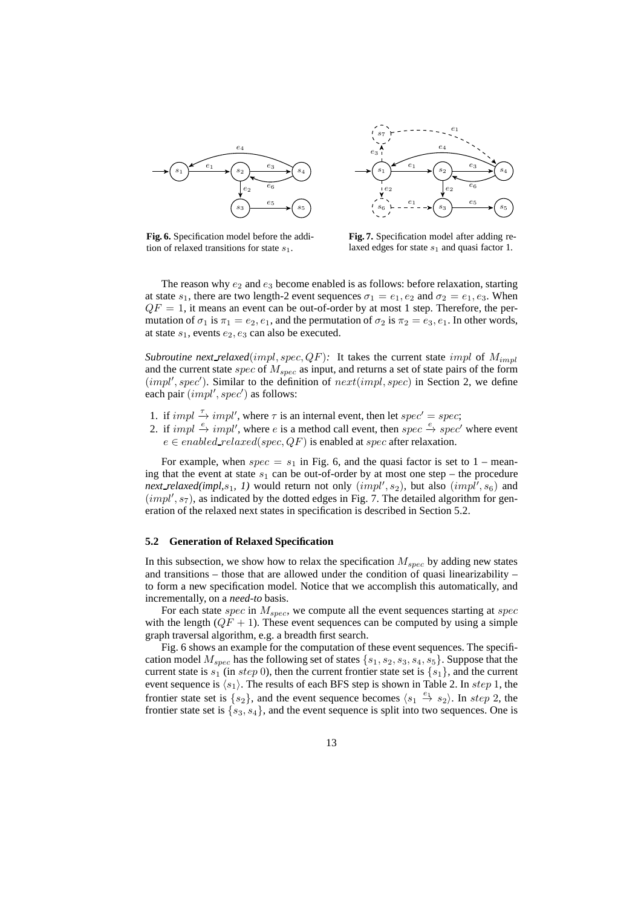**Fig. 6.** Specification model before the addition of relaxed transitions for state $s_1$.

**Fig. 7.** Specification model after adding relaxed edges for state $s_1$ and quasi factor 1.

The reason why $e_2$ and $e_3$ become enabled is as follows: before relaxation, starting at state $s_1$, there are two length-2 event sequences $\sigma_1 = e_1, e_2$ and $\sigma_2 = e_1, e_3$. When $QF = 1$, it means an event can be out-of-order by at most 1 step. Therefore, the permutation of $\sigma_1$ is $\pi_1 = e_2, e_1$, and the permutation of $\sigma_2$ is $\pi_2 = e_3, e_1$. In other words, at state $s_1$, events $e_2, e_3$ can also be executed.

*Subroutine next_relaxed*$(impl, spec, QF)$*:* It takes the current state $impl$ of $M_{impl}$ and the current state $spec$ of $M_{spec}$ as input, and returns a set of state pairs of the form $(impl', spec')$. Similar to the definition of $next(impl, spec)$ in Section 2, we define each pair $(impl', spec')$ as follows:

1. if $impl \xrightarrow{\tau} impl'$, where $\tau$ is an internal event, then let $spec' = spec$;
2. if $impl \xrightarrow{e} impl'$, where $e$ is a method call event, then $spec \xrightarrow{e} spec'$ where event $e \in enabled\_relaxed(spec, QF)$ is enabled at $spec$ after relaxation.

For example, when $spec = s_1$ in Fig. 6, and the quasi factor is set to 1 – meaning that the event at state $s_1$ can be out-of-order by at most one step – the procedure *next_relaxed(impl,*$s_1$*, 1)* would return not only $(impl', s_2)$, but also $(impl', s_6)$ and $(impl', s_7)$, as indicated by the dotted edges in Fig. 7. The detailed algorithm for generation of the relaxed next states in specification is described in Section 5.2.

### 5.2 Generation of Relaxed Specification

In this subsection, we show how to relax the specification $M_{spec}$ by adding new states and transitions – those that are allowed under the condition of quasi linearizability – to form a new specification model. Notice that we accomplish this automatically, and incrementally, on a *need-to* basis.

For each state $spec$ in $M_{spec}$, we compute all the event sequences starting at $spec$ with the length $(QF + 1)$. These event sequences can be computed by using a simple graph traversal algorithm, e.g. a breadth first search.

Fig. 6 shows an example for the computation of these event sequences. The specification model $M_{spec}$ has the following set of states $\{s_1, s_2, s_3, s_4, s_5\}$. Suppose that the current state is $s_1$ (in $step$ 0), then the current frontier state set is $\{s_1\}$, and the current event sequence is $\langle s_1 \rangle$. The results of each BFS step is shown in Table 2. In $step$ 1, the frontier state set is $\{s_2\}$, and the event sequence becomes $\langle s_1 \xrightarrow{e_1} s_2 \rangle$. In $step$ 2, the frontier state set is $\{s_3, s_4\}$, and the event sequence is split into two sequences. One is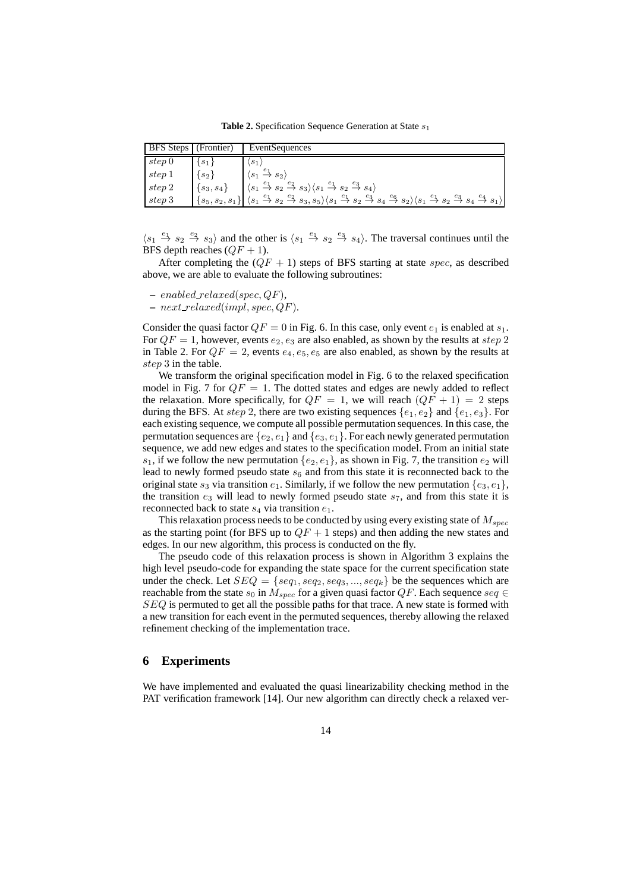**Table 2.** Specification Sequence Generation at State $s_1$

| BFS Steps | (Frontier) | EventSequences |
|---|---|---|
| $step\ 0$ | $\{s_1\}$ | $\langle s_1 \rangle$ |
| $step\ 1$ | $\{s_2\}$ | $\langle s_1 \xrightarrow{e_1} s_2 \rangle$ |
| $step\ 2$ | $\{s_3, s_4\}$ | $\langle s_1 \xrightarrow{e_1} s_2 \xrightarrow{e_2} s_3 \rangle \langle s_1 \xrightarrow{e_1} s_2 \xrightarrow{e_3} s_4 \rangle$ |
| $step\ 3$ | $\{s_5, s_2, s_1\}$ | $\langle s_1 \xrightarrow{e_1} s_2 \xrightarrow{e_2} s_3, s_5 \rangle \langle s_1 \xrightarrow{e_1} s_2 \xrightarrow{e_3} s_4 \xrightarrow{e_6} s_2 \rangle \langle s_1 \xrightarrow{e_1} s_2 \xrightarrow{e_3} s_4 \xrightarrow{e_4} s_1 \rangle$ |

$\langle s_1 \xrightarrow{e_1} s_2 \xrightarrow{e_2} s_3 \rangle$ and the other is $\langle s_1 \xrightarrow{e_1} s_2 \xrightarrow{e_3} s_4 \rangle$. The traversal continues until the BFS depth reaches $(QF + 1)$.

After completing the $(QF + 1)$ steps of BFS starting at state $spec$, as described above, we are able to evaluate the following subroutines:

- $enabled\_relaxed(spec, QF)$,
- $next\_relaxed(impl, spec, QF)$.

Consider the quasi factor $QF = 0$ in Fig. 6. In this case, only event $e_1$ is enabled at $s_1$. For $QF = 1$, however, events $e_2, e_3$ are also enabled, as shown by the results at $step\ 2$ in Table 2. For $QF = 2$, events $e_4, e_5, e_5$ are also enabled, as shown by the results at $step\ 3$ in the table.

We transform the original specification model in Fig. 6 to the relaxed specification model in Fig. 7 for $QF = 1$. The dotted states and edges are newly added to reflect the relaxation. More specifically, for $QF = 1$, we will reach $(QF + 1) = 2$ steps during the BFS. At $step\ 2$, there are two existing sequences $\{e_1, e_2\}$ and $\{e_1, e_3\}$. For each existing sequence, we compute all possible permutation sequences. In this case, the permutation sequences are $\{e_2, e_1\}$ and $\{e_3, e_1\}$. For each newly generated permutation sequence, we add new edges and states to the specification model. From an initial state $s_1$, if we follow the new permutation $\{e_2, e_1\}$, as shown in Fig. 7, the transition $e_2$ will lead to newly formed pseudo state $s_6$ and from this state it is reconnected back to the original state $s_3$ via transition $e_1$. Similarly, if we follow the new permutation $\{e_3, e_1\}$, the transition $e_3$ will lead to newly formed pseudo state $s_7$, and from this state it is reconnected back to state $s_4$ via transition $e_1$.

This relaxation process needs to be conducted by using every existing state of $M_{spec}$ as the starting point (for BFS up to $QF + 1$ steps) and then adding the new states and edges. In our new algorithm, this process is conducted on the fly.

The pseudo code of this relaxation process is shown in Algorithm 3 explains the high level pseudo-code for expanding the state space for the current specification state under the check. Let $SEQ = \{seq_1, seq_2, seq_3, ..., seq_k\}$ be the sequences which are reachable from the state $s_0$ in $M_{spec}$ for a given quasi factor $QF$. Each sequence $seq \in SEQ$ is permuted to get all the possible paths for that trace. A new state is formed with a new transition for each event in the permuted sequences, thereby allowing the relaxed refinement checking of the implementation trace.

## 6 Experiments

We have implemented and evaluated the quasi linearizability checking method in the PAT verification framework [14]. Our new algorithm can directly check a relaxed ver-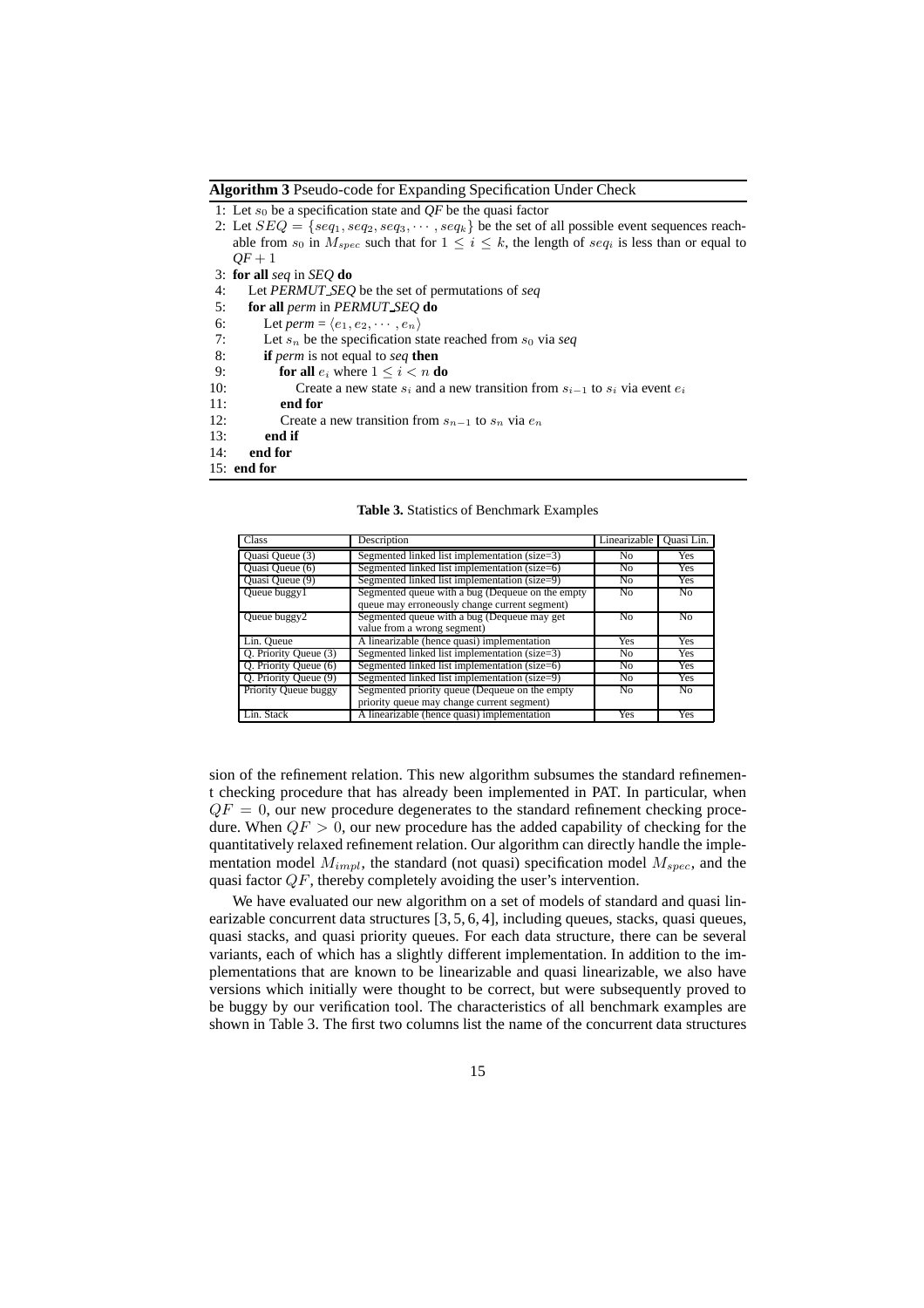**Algorithm 3** Pseudo-code for Expanding Specification Under Check

```
1: Let s_0 be a specification state and QF be the quasi factor
2: Let SEQ = {seq_1, seq_2, seq_3, ..., seq_k} be the set of all possible event sequences reachable from s_0 in M_spec such that for 1 ≤ i ≤ k, the length of seq_i is less than or equal to QF + 1
3: for all seq in SEQ do
4:    Let PERMUT_SEQ be the set of permutations of seq
5:    for all perm in PERMUT_SEQ do
6:       Let perm = ⟨e_1, e_2, ..., e_n⟩
7:       Let s_n be the specification state reached from s_0 via seq
8:       if perm is not equal to seq then
9:          for all e_i where 1 ≤ i < n do
10:            Create a new state s_i and a new transition from s_{i-1} to s_i via event e_i
11:         end for
12:         Create a new transition from s_{n-1} to s_n via e_n
13:      end if
14:   end for
15: end for
```

**Table 3.** Statistics of Benchmark Examples

| Class | Description | Linearizable | Quasi Lin. |
|---|---|---|---|
| Quasi Queue (3) | Segmented linked list implementation (size=3) | No | Yes |
| Quasi Queue (6) | Segmented linked list implementation (size=6) | No | Yes |
| Quasi Queue (9) | Segmented linked list implementation (size=9) | No | Yes |
| Queue buggy1 | Segmented queue with a bug (Dequeue on the empty queue may erroneously change current segment) | No | No |
| Queue buggy2 | Segmented queue with a bug (Dequeue may get value from a wrong segment) | No | No |
| Lin. Queue | A linearizable (hence quasi) implementation | Yes | Yes |
| Q. Priority Queue (3) | Segmented linked list implementation (size=3) | No | Yes |
| Q. Priority Queue (6) | Segmented linked list implementation (size=6) | No | Yes |
| Q. Priority Queue (9) | Segmented linked list implementation (size=9) | No | Yes |
| Priority Queue buggy | Segmented priority queue (Dequeue on the empty priority queue may change current segment) | No | No |
| Lin. Stack | A linearizable (hence quasi) implementation | Yes | Yes |

sion of the refinement relation. This new algorithm subsumes the standard refinement checking procedure that has already been implemented in PAT. In particular, when $QF = 0$, our new procedure degenerates to the standard refinement checking procedure. When $QF > 0$, our new procedure has the added capability of checking for the quantitatively relaxed refinement relation. Our algorithm can directly handle the implementation model $M_{impl}$, the standard (not quasi) specification model $M_{spec}$, and the quasi factor $QF$, thereby completely avoiding the user's intervention.

We have evaluated our new algorithm on a set of models of standard and quasi linearizable concurrent data structures [3, 5, 6, 4], including queues, stacks, quasi queues, quasi stacks, and quasi priority queues. For each data structure, there can be several variants, each of which has a slightly different implementation. In addition to the implementations that are known to be linearizable and quasi linearizable, we also have versions which initially were thought to be correct, but were subsequently proved to be buggy by our verification tool. The characteristics of all benchmark examples are shown in Table 3. The first two columns list the name of the concurrent data structures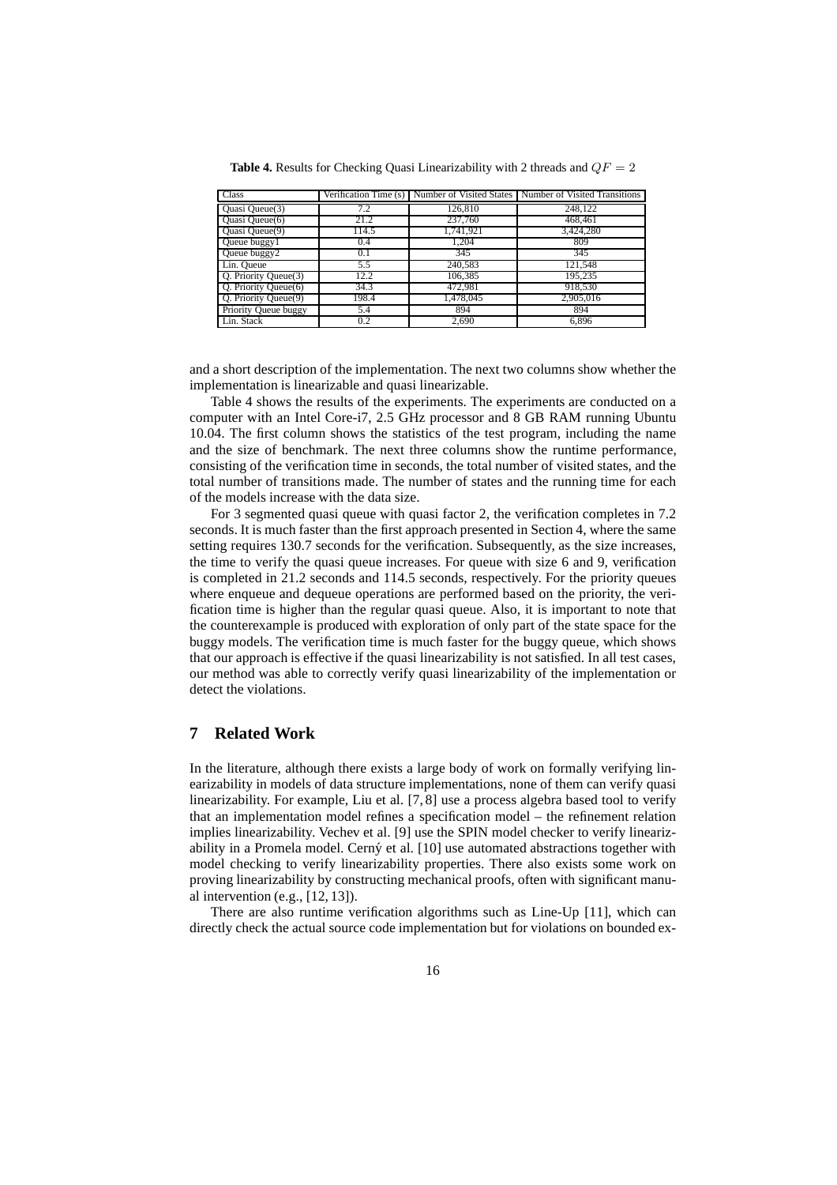**Table 4.** Results for Checking Quasi Linearizability with 2 threads and $QF = 2$

| Class | Verification Time (s) | Number of Visited States | Number of Visited Transitions |
|---|---|---|---|
| Quasi Queue(3) | 7.2 | 126,810 | 248,122 |
| Quasi Queue(6) | 21.2 | 237,760 | 468,461 |
| Quasi Queue(9) | 114.5 | 1,741,921 | 3,424,280 |
| Queue buggy1 | 0.4 | 1,204 | 809 |
| Queue buggy2 | 0.1 | 345 | 345 |
| Lin. Queue | 5.5 | 240,583 | 121,548 |
| Q. Priority Queue(3) | 12.2 | 106,385 | 195,235 |
| Q. Priority Queue(6) | 34.3 | 472,981 | 918,530 |
| Q. Priority Queue(9) | 198.4 | 1,478,045 | 2,905,016 |
| Priority Queue buggy | 5.4 | 894 | 894 |
| Lin. Stack | 0.2 | 2,690 | 6,896 |

and a short description of the implementation. The next two columns show whether the implementation is linearizable and quasi linearizable.

Table 4 shows the results of the experiments. The experiments are conducted on a computer with an Intel Core-i7, 2.5 GHz processor and 8 GB RAM running Ubuntu 10.04. The first column shows the statistics of the test program, including the name and the size of benchmark. The next three columns show the runtime performance, consisting of the verification time in seconds, the total number of visited states, and the total number of transitions made. The number of states and the running time for each of the models increase with the data size.

For 3 segmented quasi queue with quasi factor 2, the verification completes in 7.2 seconds. It is much faster than the first approach presented in Section 4, where the same setting requires 130.7 seconds for the verification. Subsequently, as the size increases, the time to verify the quasi queue increases. For queue with size 6 and 9, verification is completed in 21.2 seconds and 114.5 seconds, respectively. For the priority queues where enqueue and dequeue operations are performed based on the priority, the verification time is higher than the regular quasi queue. Also, it is important to note that the counterexample is produced with exploration of only part of the state space for the buggy models. The verification time is much faster for the buggy queue, which shows that our approach is effective if the quasi linearizability is not satisfied. In all test cases, our method was able to correctly verify quasi linearizability of the implementation or detect the violations.

## 7 Related Work

In the literature, although there exists a large body of work on formally verifying linearizability in models of data structure implementations, none of them can verify quasi linearizability. For example, Liu et al. [7, 8] use a process algebra based tool to verify that an implementation model refines a specification model – the refinement relation implies linearizability. Vechev et al. [9] use the SPIN model checker to verify linearizability in a Promela model. Cerný et al. [10] use automated abstractions together with model checking to verify linearizability properties. There also exists some work on proving linearizability by constructing mechanical proofs, often with significant manual intervention (e.g., [12, 13]).

There are also runtime verification algorithms such as Line-Up [11], which can directly check the actual source code implementation but for violations on bounded ex-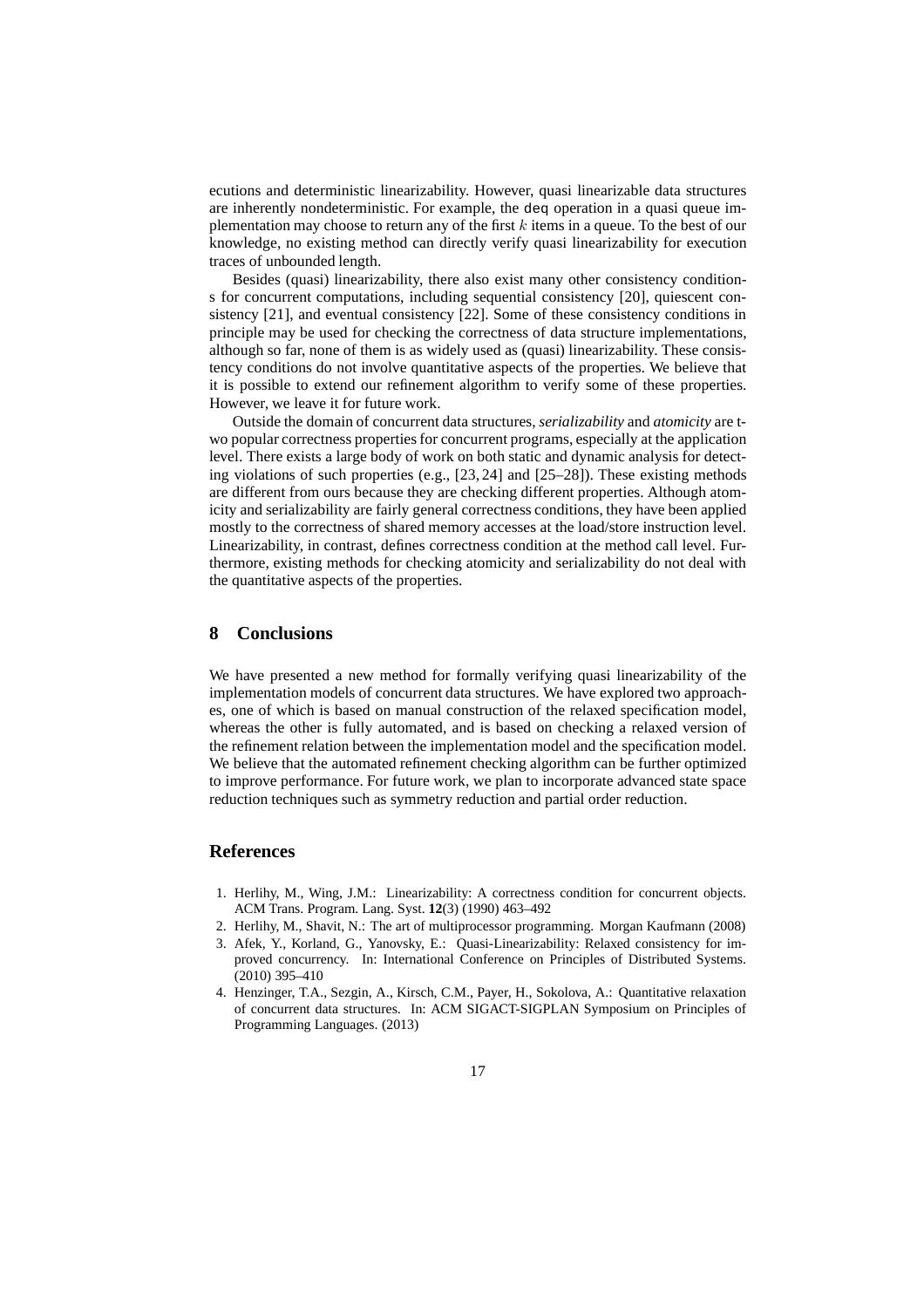ecutions and deterministic linearizability. However, quasi linearizable data structures are inherently nondeterministic. For example, the deq operation in a quasi queue implementation may choose to return any of the first $k$ items in a queue. To the best of our knowledge, no existing method can directly verify quasi linearizability for execution traces of unbounded length.

Besides (quasi) linearizability, there also exist many other consistency conditions for concurrent computations, including sequential consistency [20], quiescent consistency [21], and eventual consistency [22]. Some of these consistency conditions in principle may be used for checking the correctness of data structure implementations, although so far, none of them is as widely used as (quasi) linearizability. These consistency conditions do not involve quantitative aspects of the properties. We believe that it is possible to extend our refinement algorithm to verify some of these properties. However, we leave it for future work.

Outside the domain of concurrent data structures, *serializability* and *atomicity* are two popular correctness properties for concurrent programs, especially at the application level. There exists a large body of work on both static and dynamic analysis for detecting violations of such properties (e.g., [23, 24] and [25–28]). These existing methods are different from ours because they are checking different properties. Although atomicity and serializability are fairly general correctness conditions, they have been applied mostly to the correctness of shared memory accesses at the load/store instruction level. Linearizability, in contrast, defines correctness condition at the method call level. Furthermore, existing methods for checking atomicity and serializability do not deal with the quantitative aspects of the properties.

## 8 Conclusions

We have presented a new method for formally verifying quasi linearizability of the implementation models of concurrent data structures. We have explored two approaches, one of which is based on manual construction of the relaxed specification model, whereas the other is fully automated, and is based on checking a relaxed version of the refinement relation between the implementation model and the specification model. We believe that the automated refinement checking algorithm can be further optimized to improve performance. For future work, we plan to incorporate advanced state space reduction techniques such as symmetry reduction and partial order reduction.

## References

1. Herlihy, M., Wing, J.M.: Linearizability: A correctness condition for concurrent objects. ACM Trans. Program. Lang. Syst. **12**(3) (1990) 463–492
2. Herlihy, M., Shavit, N.: The art of multiprocessor programming. Morgan Kaufmann (2008)
3. Afek, Y., Korland, G., Yanovsky, E.: Quasi-Linearizability: Relaxed consistency for improved concurrency. In: International Conference on Principles of Distributed Systems. (2010) 395–410
4. Henzinger, T.A., Sezgin, A., Kirsch, C.M., Payer, H., Sokolova, A.: Quantitative relaxation of concurrent data structures. In: ACM SIGACT-SIGPLAN Symposium on Principles of Programming Languages. (2013)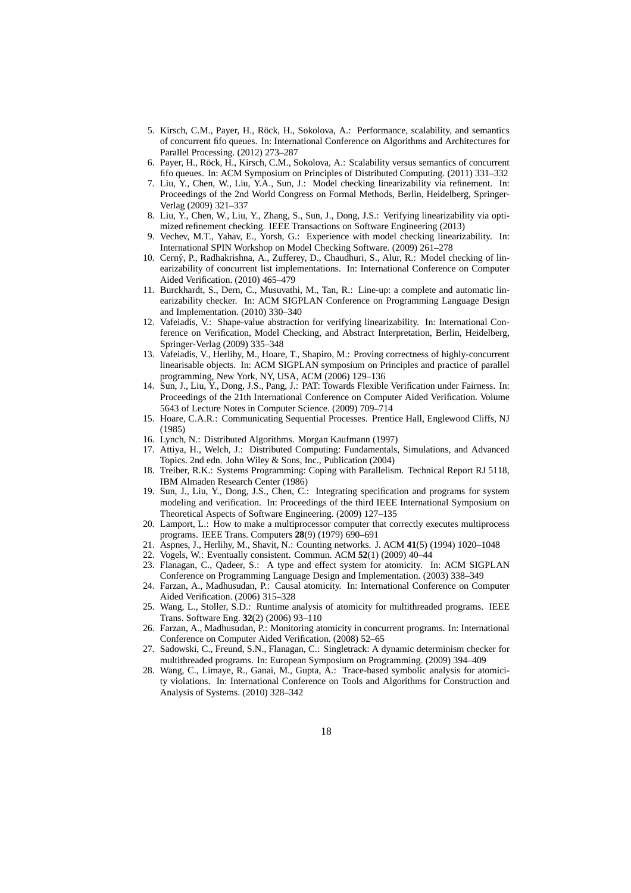5. Kirsch, C.M., Payer, H., Röck, H., Sokolova, A.: Performance, scalability, and semantics of concurrent fifo queues. In: International Conference on Algorithms and Architectures for Parallel Processing. (2012) 273–287
6. Payer, H., Röck, H., Kirsch, C.M., Sokolova, A.: Scalability versus semantics of concurrent fifo queues. In: ACM Symposium on Principles of Distributed Computing. (2011) 331–332
7. Liu, Y., Chen, W., Liu, Y.A., Sun, J.: Model checking linearizability via refinement. In: Proceedings of the 2nd World Congress on Formal Methods, Berlin, Heidelberg, Springer-Verlag (2009) 321–337
8. Liu, Y., Chen, W., Liu, Y., Zhang, S., Sun, J., Dong, J.S.: Verifying linearizability via optimized refinement checking. IEEE Transactions on Software Engineering (2013)
9. Vechev, M.T., Yahav, E., Yorsh, G.: Experience with model checking linearizability. In: International SPIN Workshop on Model Checking Software. (2009) 261–278
10. Cerný, P., Radhakrishna, A., Zufferey, D., Chaudhuri, S., Alur, R.: Model checking of linearizability of concurrent list implementations. In: International Conference on Computer Aided Verification. (2010) 465–479
11. Burckhardt, S., Dern, C., Musuvathi, M., Tan, R.: Line-up: a complete and automatic linearizability checker. In: ACM SIGPLAN Conference on Programming Language Design and Implementation. (2010) 330–340
12. Vafeiadis, V.: Shape-value abstraction for verifying linearizability. In: International Conference on Verification, Model Checking, and Abstract Interpretation, Berlin, Heidelberg, Springer-Verlag (2009) 335–348
13. Vafeiadis, V., Herlihy, M., Hoare, T., Shapiro, M.: Proving correctness of highly-concurrent linearisable objects. In: ACM SIGPLAN symposium on Principles and practice of parallel programming, New York, NY, USA, ACM (2006) 129–136
14. Sun, J., Liu, Y., Dong, J.S., Pang, J.: PAT: Towards Flexible Verification under Fairness. In: Proceedings of the 21th International Conference on Computer Aided Verification. Volume 5643 of Lecture Notes in Computer Science. (2009) 709–714
15. Hoare, C.A.R.: Communicating Sequential Processes. Prentice Hall, Englewood Cliffs, NJ (1985)
16. Lynch, N.: Distributed Algorithms. Morgan Kaufmann (1997)
17. Attiya, H., Welch, J.: Distributed Computing: Fundamentals, Simulations, and Advanced Topics. 2nd edn. John Wiley & Sons, Inc., Publication (2004)
18. Treiber, R.K.: Systems Programming: Coping with Parallelism. Technical Report RJ 5118, IBM Almaden Research Center (1986)
19. Sun, J., Liu, Y., Dong, J.S., Chen, C.: Integrating specification and programs for system modeling and verification. In: Proceedings of the third IEEE International Symposium on Theoretical Aspects of Software Engineering. (2009) 127–135
20. Lamport, L.: How to make a multiprocessor computer that correctly executes multiprocess programs. IEEE Trans. Computers **28**(9) (1979) 690–691
21. Aspnes, J., Herlihy, M., Shavit, N.: Counting networks. J. ACM **41**(5) (1994) 1020–1048
22. Vogels, W.: Eventually consistent. Commun. ACM **52**(1) (2009) 40–44
23. Flanagan, C., Qadeer, S.: A type and effect system for atomicity. In: ACM SIGPLAN Conference on Programming Language Design and Implementation. (2003) 338–349
24. Farzan, A., Madhusudan, P.: Causal atomicity. In: International Conference on Computer Aided Verification. (2006) 315–328
25. Wang, L., Stoller, S.D.: Runtime analysis of atomicity for multithreaded programs. IEEE Trans. Software Eng. **32**(2) (2006) 93–110
26. Farzan, A., Madhusudan, P.: Monitoring atomicity in concurrent programs. In: International Conference on Computer Aided Verification. (2008) 52–65
27. Sadowski, C., Freund, S.N., Flanagan, C.: Singletrack: A dynamic determinism checker for multithreaded programs. In: European Symposium on Programming. (2009) 394–409
28. Wang, C., Limaye, R., Ganai, M., Gupta, A.: Trace-based symbolic analysis for atomicity violations. In: International Conference on Tools and Algorithms for Construction and Analysis of Systems. (2010) 328–342